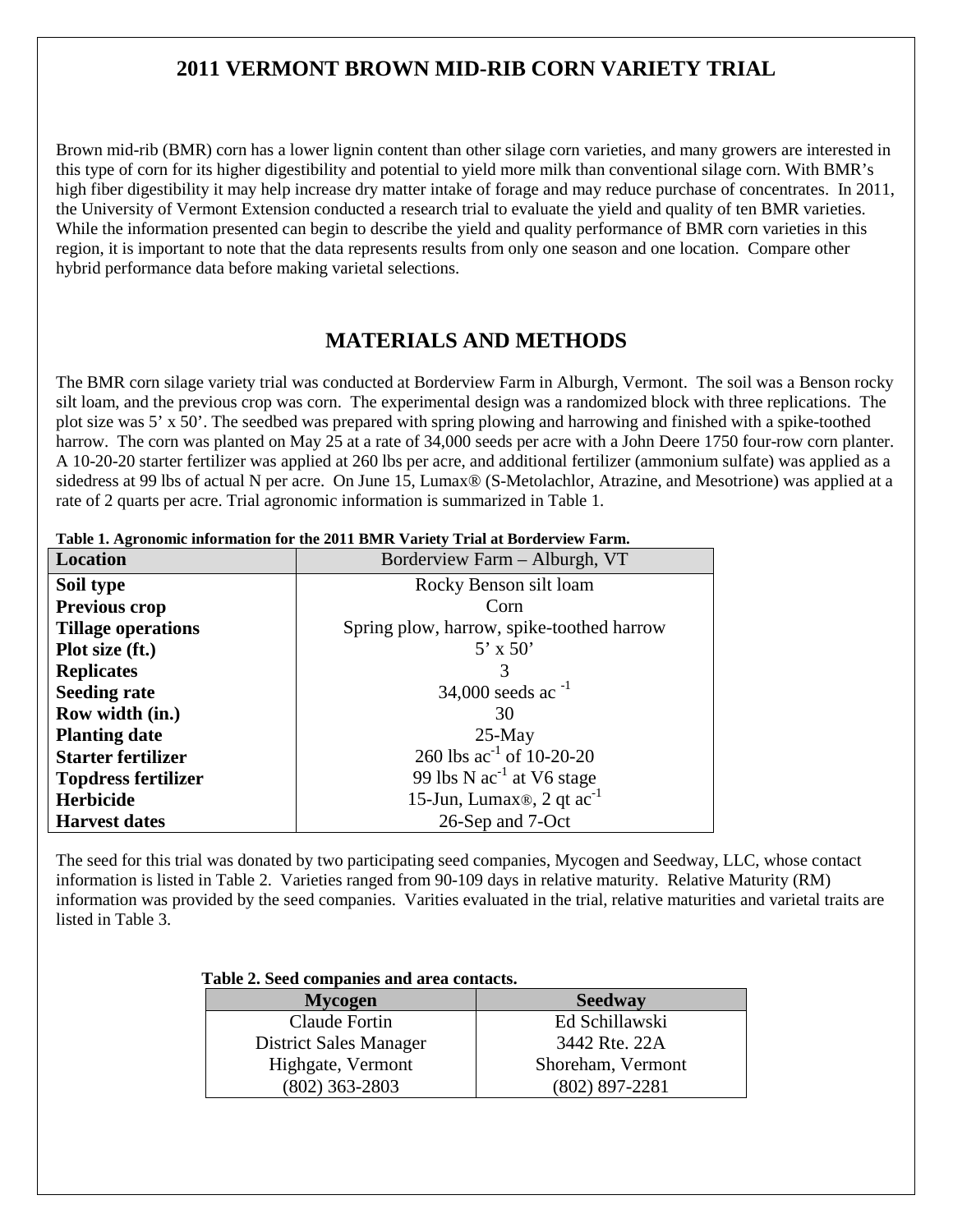# 2011 VERMONT BROWN MID-RIB CORN VARIETY TRIAL

Brown mid-rib (BMR) corn has a lower lignin content than other silage corn varieties, and many growers are interested in this type of corn for its higher digestibility and potential to yield more milk than conventional silage corn. With BMR's high fiber digestibility it may help increase dry matter intake of forage and may reduce purchase of concentrates. In 2011, the University of Vermont Extension conducted a research trial to evaluate the yield and quality of ten BMR varieties. While the information presented can begin to describe the yield and quality performance of BMR corn varieties in this region, it is important to note that the data represents results from only one season and one location. Compare other hybrid performance data before making varietal selections.

## MATERIALS AND METHODS

The BMR corn silage variety trial was conducted at Borderview Farm in Alburgh, Vermont. The soil was a Benson rocky silt loam, and the previous crop was corn. The experimental design was a randomized block with three replications. The plot size was 5' x 50'. The seedbed was prepared with spring plowing and harrowing and finished with a spike-toothed harrow. The corn was planted on May 25 at a rate of 34,000 seeds per acre with a John Deere 1750 four-row corn planter. A 10-20-20 starter fertilizer was applied at 260 lbs per acre, and additional fertilizer (ammonium sulfate) was applied as a sidedress at 99 lbs of actual N per acre. On June 15, Lumax® (S-Metolachlor, Atrazine, and Mesotrione) was applied at a rate of 2 quarts per acre. Trial agronomic information is summarized in Table 1.

**Table 1. Agronomic information for the 2011 BMR Variety Trial at Borderview Farm.**

| Location | Borderview Farm – Alburgh, VT |
|---|---|
| **Soil type** | Rocky Benson silt loam |
| **Previous crop** | Corn |
| **Tillage operations** | Spring plow, harrow, spike-toothed harrow |
| **Plot size (ft.)** | 5' x 50' |
| **Replicates** | 3 |
| **Seeding rate** | 34,000 seeds ac $^{-1}$ |
| **Row width (in.)** | 30 |
| **Planting date** | 25-May |
| **Starter fertilizer** | 260 lbs ac$^{-1}$ of 10-20-20 |
| **Topdress fertilizer** | 99 lbs N ac$^{-1}$ at V6 stage |
| **Herbicide** | 15-Jun, Lumax®, 2 qt ac$^{-1}$ |
| **Harvest dates** | 26-Sep and 7-Oct |

The seed for this trial was donated by two participating seed companies, Mycogen and Seedway, LLC, whose contact information is listed in Table 2. Varieties ranged from 90-109 days in relative maturity. Relative Maturity (RM) information was provided by the seed companies. Varities evaluated in the trial, relative maturities and varietal traits are listed in Table 3.

**Table 2. Seed companies and area contacts.**

| Mycogen | Seedway |
|---|---|
| Claude Fortin | Ed Schillawski |
| District Sales Manager | 3442 Rte. 22A |
| Highgate, Vermont | Shoreham, Vermont |
| (802) 363-2803 | (802) 897-2281 |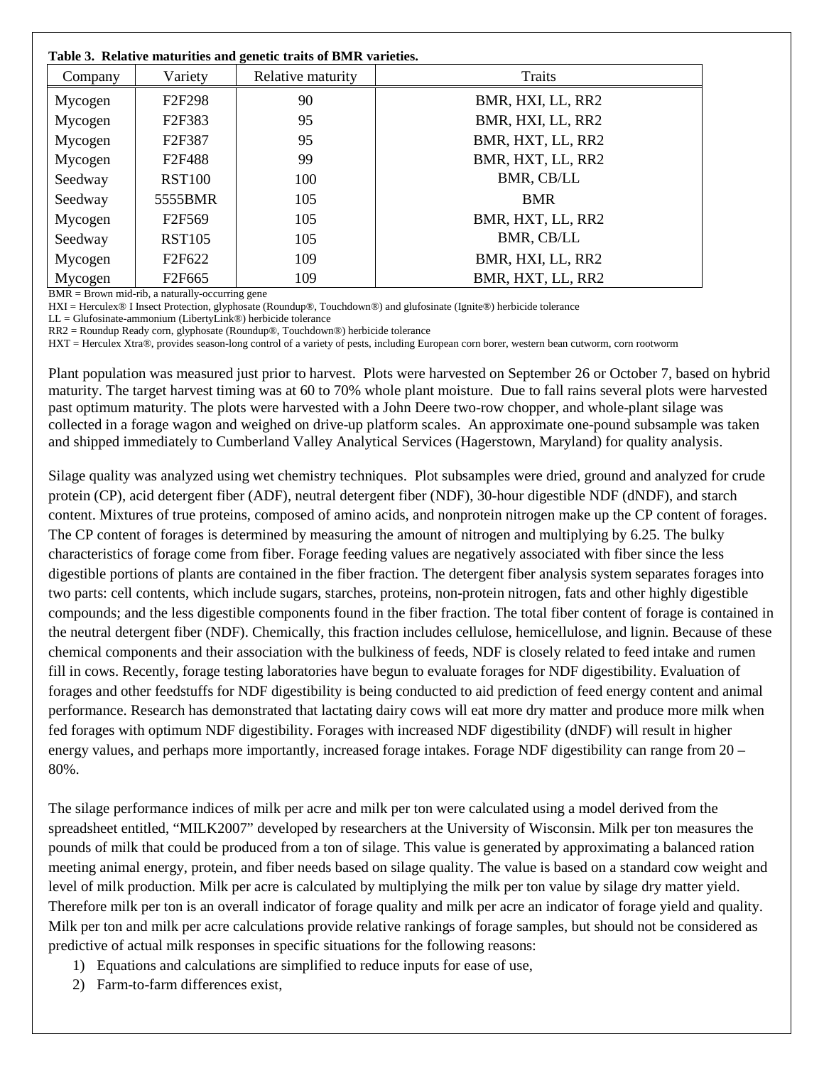**Table 3. Relative maturities and genetic traits of BMR varieties.**

| Company | Variety | Relative maturity | Traits |
|---|---|---|---|
| Mycogen | F2F298 | 90 | BMR, HXI, LL, RR2 |
| Mycogen | F2F383 | 95 | BMR, HXI, LL, RR2 |
| Mycogen | F2F387 | 95 | BMR, HXT, LL, RR2 |
| Mycogen | F2F488 | 99 | BMR, HXT, LL, RR2 |
| Seedway | RST100 | 100 | BMR, CB/LL |
| Seedway | 5555BMR | 105 | BMR |
| Mycogen | F2F569 | 105 | BMR, HXT, LL, RR2 |
| Seedway | RST105 | 105 | BMR, CB/LL |
| Mycogen | F2F622 | 109 | BMR, HXI, LL, RR2 |
| Mycogen | F2F665 | 109 | BMR, HXT, LL, RR2 |

BMR = Brown mid-rib, a naturally-occurring gene
HXI = Herculex® I Insect Protection, glyphosate (Roundup®, Touchdown®) and glufosinate (Ignite®) herbicide tolerance
LL = Glufosinate-ammonium (LibertyLink®) herbicide tolerance
RR2 = Roundup Ready corn, glyphosate (Roundup®, Touchdown®) herbicide tolerance
HXT = Herculex Xtra®, provides season-long control of a variety of pests, including European corn borer, western bean cutworm, corn rootworm

Plant population was measured just prior to harvest. Plots were harvested on September 26 or October 7, based on hybrid maturity. The target harvest timing was at 60 to 70% whole plant moisture. Due to fall rains several plots were harvested past optimum maturity. The plots were harvested with a John Deere two-row chopper, and whole-plant silage was collected in a forage wagon and weighed on drive-up platform scales. An approximate one-pound subsample was taken and shipped immediately to Cumberland Valley Analytical Services (Hagerstown, Maryland) for quality analysis.

Silage quality was analyzed using wet chemistry techniques. Plot subsamples were dried, ground and analyzed for crude protein (CP), acid detergent fiber (ADF), neutral detergent fiber (NDF), 30-hour digestible NDF (dNDF), and starch content. Mixtures of true proteins, composed of amino acids, and nonprotein nitrogen make up the CP content of forages. The CP content of forages is determined by measuring the amount of nitrogen and multiplying by 6.25. The bulky characteristics of forage come from fiber. Forage feeding values are negatively associated with fiber since the less digestible portions of plants are contained in the fiber fraction. The detergent fiber analysis system separates forages into two parts: cell contents, which include sugars, starches, proteins, non-protein nitrogen, fats and other highly digestible compounds; and the less digestible components found in the fiber fraction. The total fiber content of forage is contained in the neutral detergent fiber (NDF). Chemically, this fraction includes cellulose, hemicellulose, and lignin. Because of these chemical components and their association with the bulkiness of feeds, NDF is closely related to feed intake and rumen fill in cows. Recently, forage testing laboratories have begun to evaluate forages for NDF digestibility. Evaluation of forages and other feedstuffs for NDF digestibility is being conducted to aid prediction of feed energy content and animal performance. Research has demonstrated that lactating dairy cows will eat more dry matter and produce more milk when fed forages with optimum NDF digestibility. Forages with increased NDF digestibility (dNDF) will result in higher energy values, and perhaps more importantly, increased forage intakes. Forage NDF digestibility can range from 20 – 80%.

The silage performance indices of milk per acre and milk per ton were calculated using a model derived from the spreadsheet entitled, "MILK2007" developed by researchers at the University of Wisconsin. Milk per ton measures the pounds of milk that could be produced from a ton of silage. This value is generated by approximating a balanced ration meeting animal energy, protein, and fiber needs based on silage quality. The value is based on a standard cow weight and level of milk production. Milk per acre is calculated by multiplying the milk per ton value by silage dry matter yield. Therefore milk per ton is an overall indicator of forage quality and milk per acre an indicator of forage yield and quality. Milk per ton and milk per acre calculations provide relative rankings of forage samples, but should not be considered as predictive of actual milk responses in specific situations for the following reasons:

1) Equations and calculations are simplified to reduce inputs for ease of use,
2) Farm-to-farm differences exist,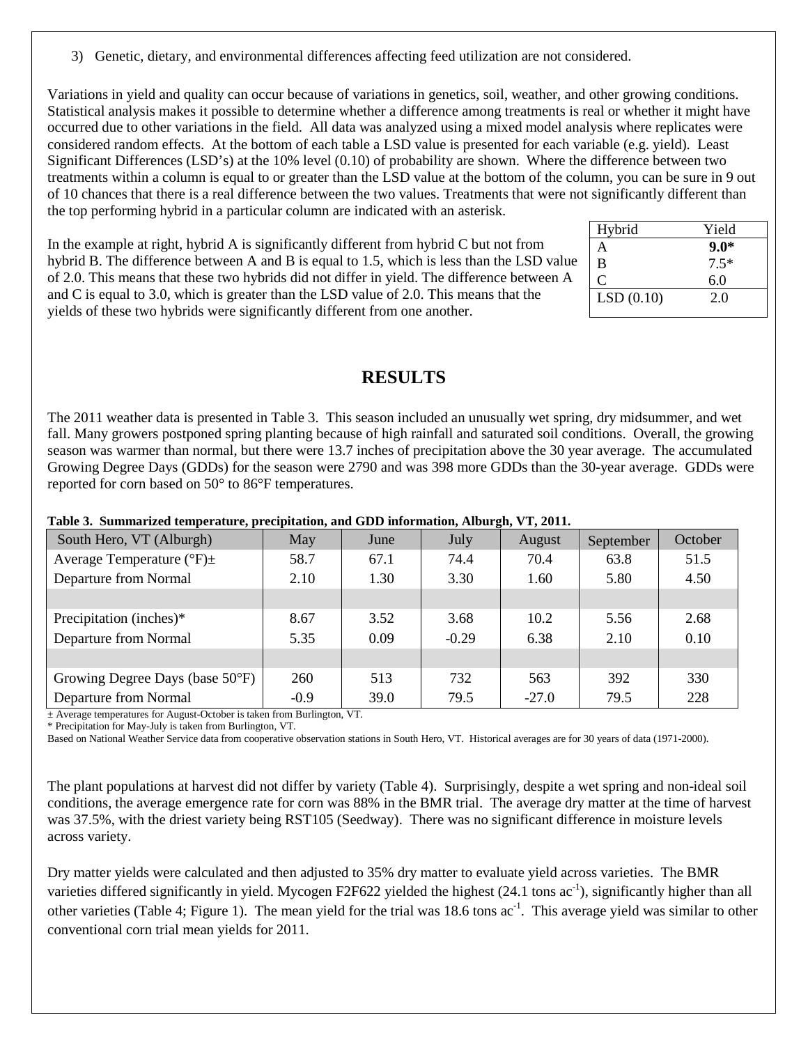3) Genetic, dietary, and environmental differences affecting feed utilization are not considered.

Variations in yield and quality can occur because of variations in genetics, soil, weather, and other growing conditions. Statistical analysis makes it possible to determine whether a difference among treatments is real or whether it might have occurred due to other variations in the field. All data was analyzed using a mixed model analysis where replicates were considered random effects. At the bottom of each table a LSD value is presented for each variable (e.g. yield). Least Significant Differences (LSD's) at the 10% level (0.10) of probability are shown. Where the difference between two treatments within a column is equal to or greater than the LSD value at the bottom of the column, you can be sure in 9 out of 10 chances that there is a real difference between the two values. Treatments that were not significantly different than the top performing hybrid in a particular column are indicated with an asterisk.

In the example at right, hybrid A is significantly different from hybrid C but not from hybrid B. The difference between A and B is equal to 1.5, which is less than the LSD value of 2.0. This means that these two hybrids did not differ in yield. The difference between A and C is equal to 3.0, which is greater than the LSD value of 2.0. This means that the yields of these two hybrids were significantly different from one another.

| Hybrid | Yield |
|---|---|
| A | **9.0*** |
| B | 7.5* |
| C | 6.0 |
| LSD (0.10) | 2.0 |

# RESULTS

The 2011 weather data is presented in Table 3. This season included an unusually wet spring, dry midsummer, and wet fall. Many growers postponed spring planting because of high rainfall and saturated soil conditions. Overall, the growing season was warmer than normal, but there were 13.7 inches of precipitation above the 30 year average. The accumulated Growing Degree Days (GDDs) for the season were 2790 and was 398 more GDDs than the 30-year average. GDDs were reported for corn based on 50° to 86°F temperatures.

**Table 3. Summarized temperature, precipitation, and GDD information, Alburgh, VT, 2011.**

| South Hero, VT (Alburgh) | May | June | July | August | September | October |
|---|---|---|---|---|---|---|
| Average Temperature (°F)± | 58.7 | 67.1 | 74.4 | 70.4 | 63.8 | 51.5 |
| Departure from Normal | 2.10 | 1.30 | 3.30 | 1.60 | 5.80 | 4.50 |
| | | | | | | |
| Precipitation (inches)* | 8.67 | 3.52 | 3.68 | 10.2 | 5.56 | 2.68 |
| Departure from Normal | 5.35 | 0.09 | -0.29 | 6.38 | 2.10 | 0.10 |
| | | | | | | |
| Growing Degree Days (base 50°F) | 260 | 513 | 732 | 563 | 392 | 330 |
| Departure from Normal | -0.9 | 39.0 | 79.5 | -27.0 | 79.5 | 228 |

± Average temperatures for August-October is taken from Burlington, VT.
* Precipitation for May-July is taken from Burlington, VT.
Based on National Weather Service data from cooperative observation stations in South Hero, VT. Historical averages are for 30 years of data (1971-2000).

The plant populations at harvest did not differ by variety (Table 4). Surprisingly, despite a wet spring and non-ideal soil conditions, the average emergence rate for corn was 88% in the BMR trial. The average dry matter at the time of harvest was 37.5%, with the driest variety being RST105 (Seedway). There was no significant difference in moisture levels across variety.

Dry matter yields were calculated and then adjusted to 35% dry matter to evaluate yield across varieties. The BMR varieties differed significantly in yield. Mycogen F2F622 yielded the highest (24.1 tons $ac^{-1}$), significantly higher than all other varieties (Table 4; Figure 1). The mean yield for the trial was 18.6 tons $ac^{-1}$. This average yield was similar to other conventional corn trial mean yields for 2011.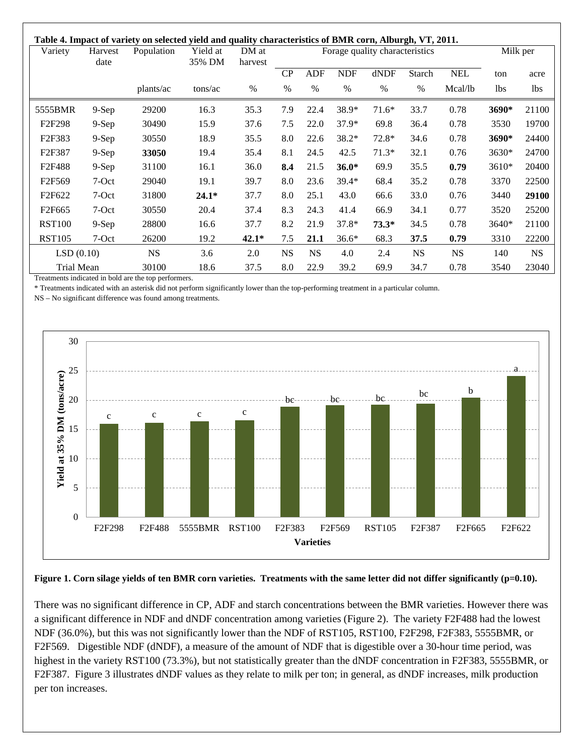**Table 4. Impact of variety on selected yield and quality characteristics of BMR corn, Alburgh, VT, 2011.**

| Variety | Harvest date | Population | Yield at 35% DM | DM at harvest | Forage quality characteristics | | | | | | Milk per | |
|---|---|---|---|---|---|---|---|---|---|---|---|---|
| | | | | | CP | ADF | NDF | dNDF | Starch | NEL | ton | acre |
| | | plants/ac | tons/ac | % | % | % | % | % | % | Mcal/lb | lbs | lbs |
| 5555BMR | 9-Sep | 29200 | 16.3 | 35.3 | 7.9 | 22.4 | 38.9* | 71.6* | 33.7 | 0.78 | **3690*** | 21100 |
| F2F298 | 9-Sep | 30490 | 15.9 | 37.6 | 7.5 | 22.0 | 37.9* | 69.8 | 36.4 | 0.78 | 3530 | 19700 |
| F2F383 | 9-Sep | 30550 | 18.9 | 35.5 | 8.0 | 22.6 | 38.2* | 72.8* | 34.6 | 0.78 | **3690*** | 24400 |
| F2F387 | 9-Sep | **33050** | 19.4 | 35.4 | 8.1 | 24.5 | 42.5 | 71.3* | 32.1 | 0.76 | 3630* | 24700 |
| F2F488 | 9-Sep | 31100 | 16.1 | 36.0 | **8.4** | 21.5 | **36.0*** | 69.9 | 35.5 | **0.79** | 3610* | 20400 |
| F2F569 | 7-Oct | 29040 | 19.1 | 39.7 | 8.0 | 23.6 | 39.4* | 68.4 | 35.2 | 0.78 | 3370 | 22500 |
| F2F622 | 7-Oct | 31800 | **24.1*** | 37.7 | 8.0 | 25.1 | 43.0 | 66.6 | 33.0 | 0.76 | 3440 | **29100** |
| F2F665 | 7-Oct | 30550 | 20.4 | 37.4 | 8.3 | 24.3 | 41.4 | 66.9 | 34.1 | 0.77 | 3520 | 25200 |
| RST100 | 9-Sep | 28800 | 16.6 | 37.7 | 8.2 | 21.9 | 37.8* | **73.3*** | 34.5 | 0.78 | 3640* | 21100 |
| RST105 | 7-Oct | 26200 | 19.2 | **42.1*** | 7.5 | **21.1** | 36.6* | 68.3 | **37.5** | **0.79** | 3310 | 22200 |
| LSD (0.10) | | NS | 3.6 | 2.0 | NS | NS | 4.0 | 2.4 | NS | NS | 140 | NS |
| Trial Mean | | 30100 | 18.6 | 37.5 | 8.0 | 22.9 | 39.2 | 69.9 | 34.7 | 0.78 | 3540 | 23040 |

Treatments indicated in bold are the top performers.

* Treatments indicated with an asterisk did not perform significantly lower than the top-performing treatment in a particular column.

NS – No significant difference was found among treatments.

**Figure 1. Corn silage yields of ten BMR corn varieties. Treatments with the same letter did not differ significantly (p=0.10).**

There was no significant difference in CP, ADF and starch concentrations between the BMR varieties. However there was a significant difference in NDF and dNDF concentration among varieties (Figure 2). The variety F2F488 had the lowest NDF (36.0%), but this was not significantly lower than the NDF of RST105, RST100, F2F298, F2F383, 5555BMR, or F2F569. Digestible NDF (dNDF), a measure of the amount of NDF that is digestible over a 30-hour time period, was highest in the variety RST100 (73.3%), but not statistically greater than the dNDF concentration in F2F383, 5555BMR, or F2F387. Figure 3 illustrates dNDF values as they relate to milk per ton; in general, as dNDF increases, milk production per ton increases.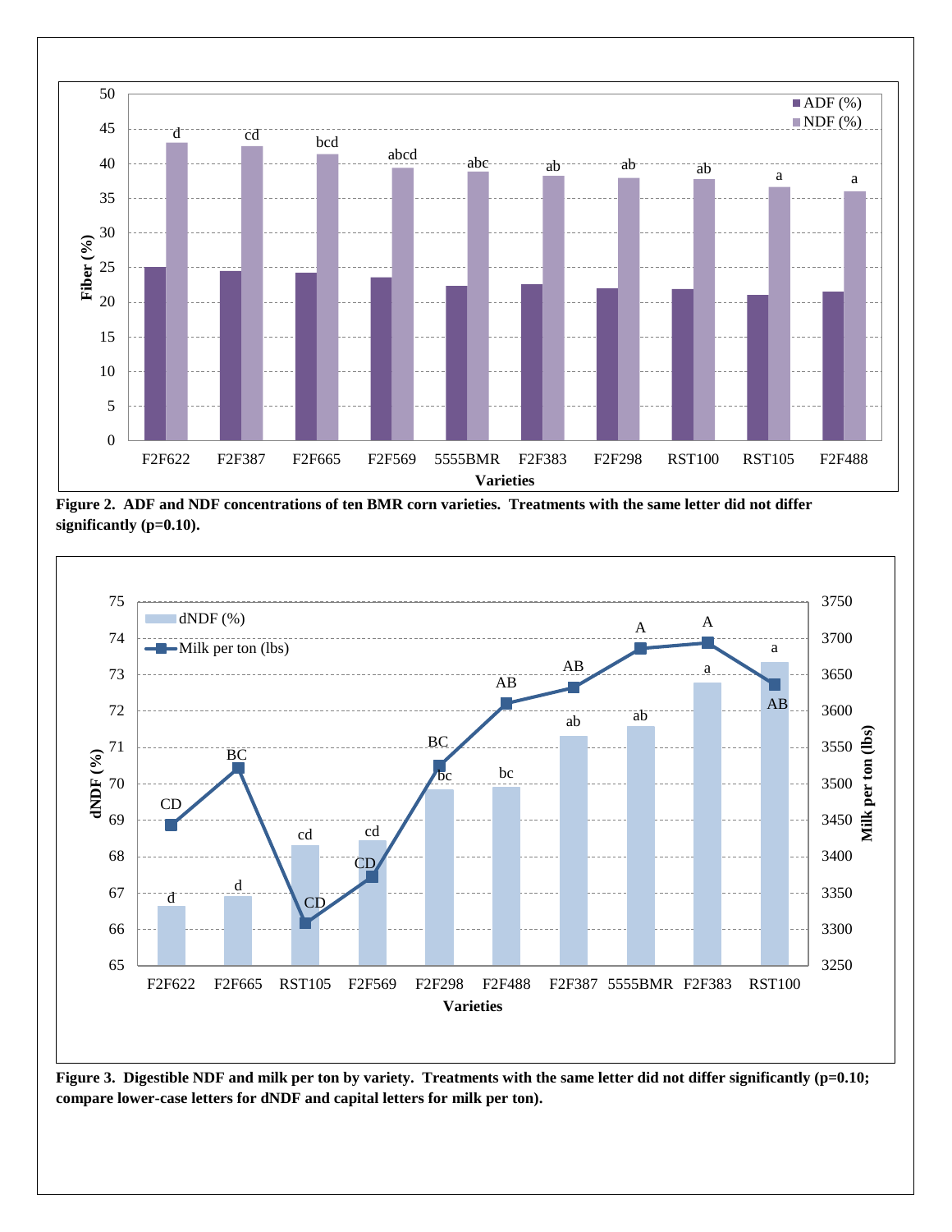**Figure 2. ADF and NDF concentrations of ten BMR corn varieties. Treatments with the same letter did not differ significantly (p=0.10).**

**Figure 3. Digestible NDF and milk per ton by variety. Treatments with the same letter did not differ significantly (p=0.10; compare lower-case letters for dNDF and capital letters for milk per ton).**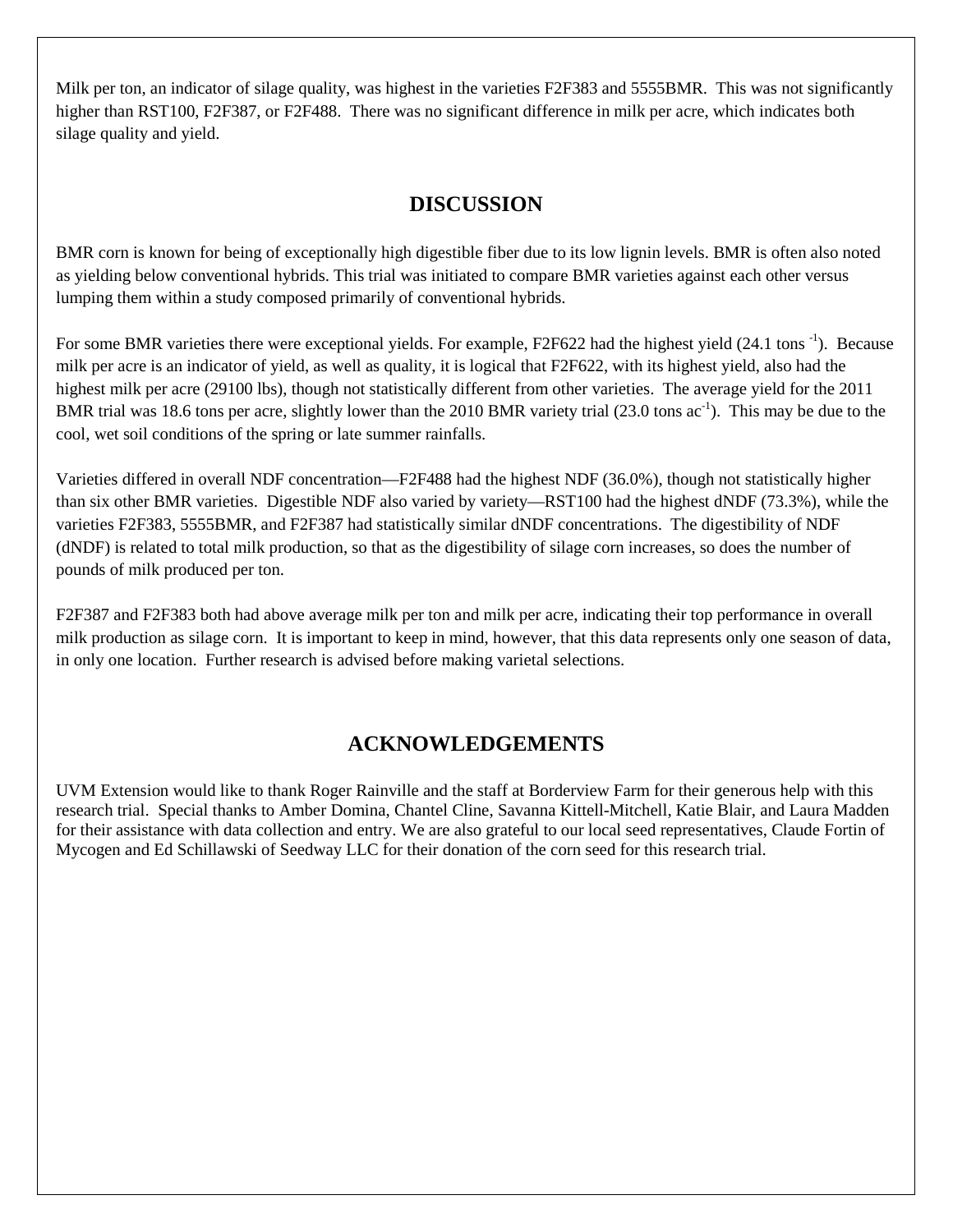Milk per ton, an indicator of silage quality, was highest in the varieties F2F383 and 5555BMR. This was not significantly higher than RST100, F2F387, or F2F488. There was no significant difference in milk per acre, which indicates both silage quality and yield.

## DISCUSSION

BMR corn is known for being of exceptionally high digestible fiber due to its low lignin levels. BMR is often also noted as yielding below conventional hybrids. This trial was initiated to compare BMR varieties against each other versus lumping them within a study composed primarily of conventional hybrids.

For some BMR varieties there were exceptional yields. For example, F2F622 had the highest yield (24.1 tons $^{-1}$). Because milk per acre is an indicator of yield, as well as quality, it is logical that F2F622, with its highest yield, also had the highest milk per acre (29100 lbs), though not statistically different from other varieties. The average yield for the 2011 BMR trial was 18.6 tons per acre, slightly lower than the 2010 BMR variety trial (23.0 tons $ac^{-1}$). This may be due to the cool, wet soil conditions of the spring or late summer rainfalls.

Varieties differed in overall NDF concentration—F2F488 had the highest NDF (36.0%), though not statistically higher than six other BMR varieties. Digestible NDF also varied by variety—RST100 had the highest dNDF (73.3%), while the varieties F2F383, 5555BMR, and F2F387 had statistically similar dNDF concentrations. The digestibility of NDF (dNDF) is related to total milk production, so that as the digestibility of silage corn increases, so does the number of pounds of milk produced per ton.

F2F387 and F2F383 both had above average milk per ton and milk per acre, indicating their top performance in overall milk production as silage corn. It is important to keep in mind, however, that this data represents only one season of data, in only one location. Further research is advised before making varietal selections.

## ACKNOWLEDGEMENTS

UVM Extension would like to thank Roger Rainville and the staff at Borderview Farm for their generous help with this research trial. Special thanks to Amber Domina, Chantel Cline, Savanna Kittell-Mitchell, Katie Blair, and Laura Madden for their assistance with data collection and entry. We are also grateful to our local seed representatives, Claude Fortin of Mycogen and Ed Schillawski of Seedway LLC for their donation of the corn seed for this research trial.